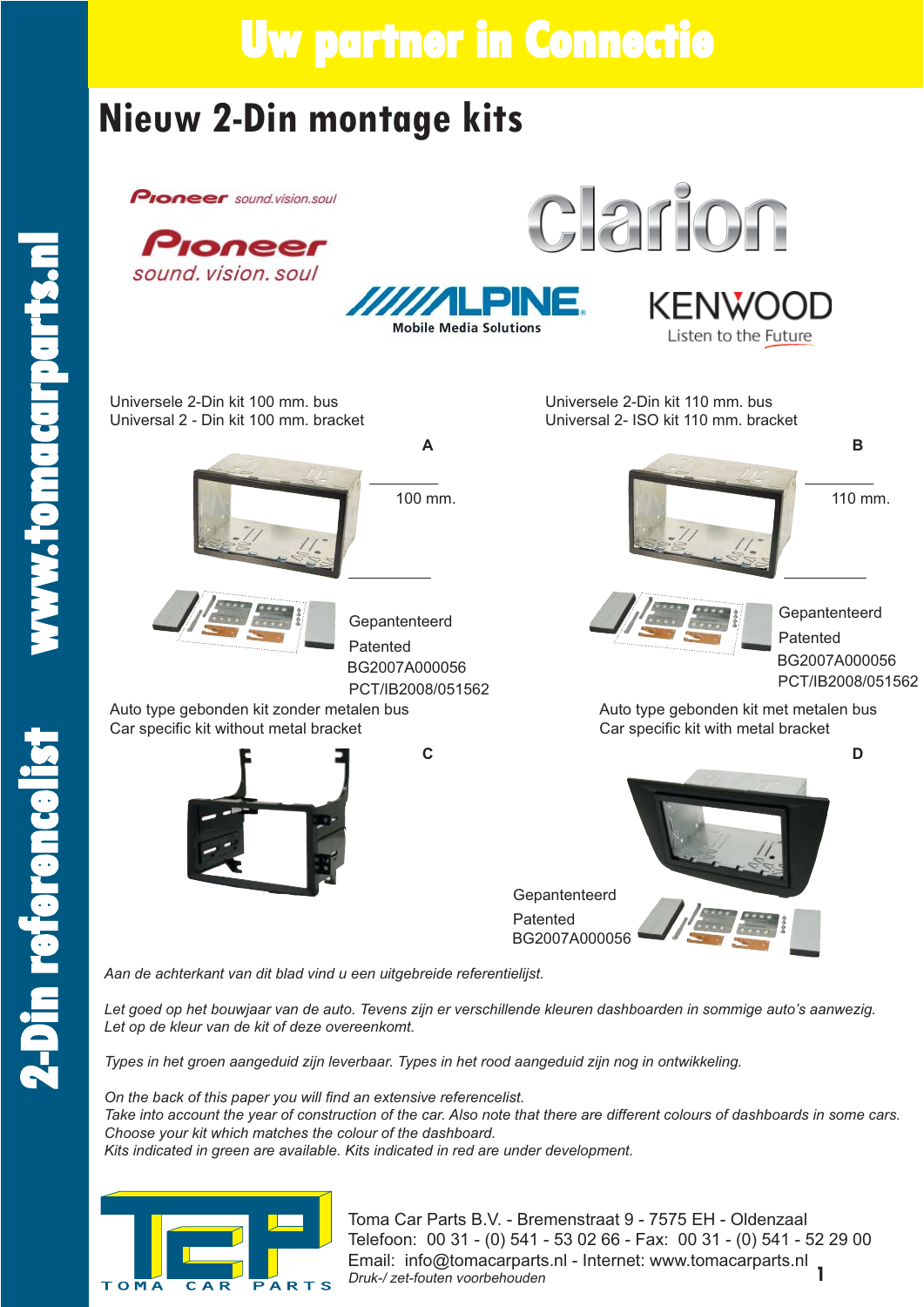# Uw partner in Connectie

## Nieuw 2-Din montage kits

Universele 2-Din kit 100 mm. bus
Universal 2 - Din kit 100 mm. bracket

**A**

100 mm.

Gepatenteerd
Patented
BG2007A000056
PCT/IB2008/051562

Universele 2-Din kit 110 mm. bus
Universal 2- ISO kit 110 mm. bracket

**B**

110 mm.

Gepatenteerd
Patented
BG2007A000056
PCT/IB2008/051562

Auto type gebonden kit zonder metalen bus
Car specific kit without metal bracket

**C**

Auto type gebonden kit met metalen bus
Car specific kit with metal bracket

**D**

Gepatenteerd
Patented
BG2007A000056

*Aan de achterkant van dit blad vind u een uitgebreide referentielijst.*

*Let goed op het bouwjaar van de auto. Tevens zijn er verschillende kleuren dashboarden in sommige auto's aanwezig. Let op de kleur van de kit of deze overeenkomt.*

*Types in het groen aangeduid zijn leverbaar. Types in het rood aangeduid zijn nog in ontwikkeling.*

*On the back of this paper you will find an extensive referencelist.*
*Take into account the year of construction of the car. Also note that there are different colours of dashboards in some cars.*
*Choose your kit which matches the colour of the dashboard.*
*Kits indicated in green are available. Kits indicated in red are under development.*

Toma Car Parts B.V. - Bremenstraat 9 - 7575 EH - Oldenzaal
Telefoon: 00 31 - (0) 541 - 53 02 66 - Fax: 00 31 - (0) 541 - 52 29 00
Email: info@tomacarparts.nl - Internet: www.tomacarparts.nl
*Druk-/ zet-fouten voorbehouden*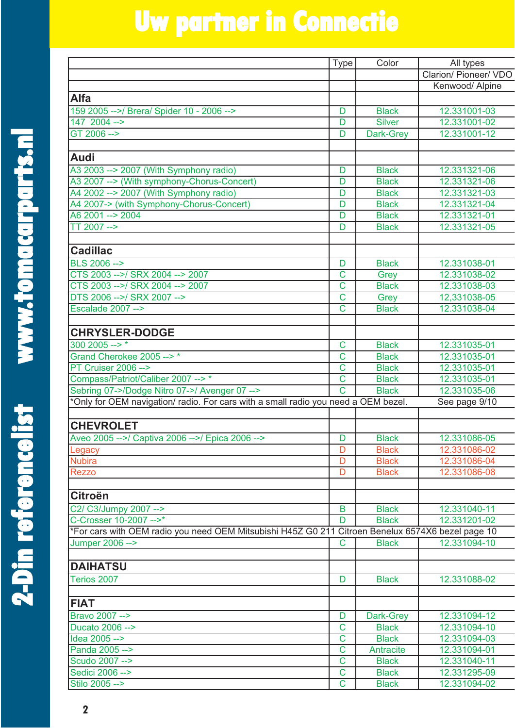# Uw partner in Connectie

2-Din referencelist www.tomacarparts.nl

| | Type | Color | All types |
|---|---|---|---|
| | | | Clarion/ Pioneer/ VDO |
| | | | Kenwood/ Alpine |
| **Alfa** | | | |
| 159 2005 -->/ Brera/ Spider 10 - 2006 --> | D | Black | 12.331001-03 |
| 147 2004 --> | D | Silver | 12.331001-02 |
| GT 2006 --> | D | Dark-Grey | 12.331001-12 |
| | | | |
| **Audi** | | | |
| A3 2003 --> 2007 (With Symphony radio) | D | Black | 12.331321-06 |
| A3 2007 --> (With symphony-Chorus-Concert) | D | Black | 12.331321-06 |
| A4 2002 --> 2007 (With Symphony radio) | D | Black | 12.331321-03 |
| A4 2007-> (with Symphony-Chorus-Concert) | D | Black | 12.331321-04 |
| A6 2001 --> 2004 | D | Black | 12.331321-01 |
| TT 2007 --> | D | Black | 12.331321-05 |
| | | | |
| **Cadillac** | | | |
| BLS 2006 --> | D | Black | 12.331038-01 |
| CTS 2003 -->/ SRX 2004 --> 2007 | C | Grey | 12.331038-02 |
| CTS 2003 -->/ SRX 2004 --> 2007 | C | Black | 12.331038-03 |
| DTS 2006 -->/ SRX 2007 --> | C | Grey | 12,331038-05 |
| Escalade 2007 --> | C | Black | 12.331038-04 |
| | | | |
| **CHRYSLER-DODGE** | | | |
| 300 2005 --> * | C | Black | 12.331035-01 |
| Grand Cherokee 2005 --> * | C | Black | 12.331035-01 |
| PT Cruiser 2006 --> | C | Black | 12.331035-01 |
| Compass/Patriot/Caliber 2007 --> * | C | Black | 12.331035-01 |
| Sebring 07->/Dodge Nitro 07->/ Avenger 07 --> | C | Black | 12.331035-06 |
| *Only for OEM navigation/ radio. For cars with a small radio you need a OEM bezel. | | | See page 9/10 |
| | | | |
| **CHEVROLET** | | | |
| Aveo 2005 -->/ Captiva 2006 -->/ Epica 2006 --> | D | Black | 12.331086-05 |
| Legacy | D | Black | 12.331086-02 |
| Nubira | D | Black | 12.331086-04 |
| Rezzo | D | Black | 12.331086-08 |
| | | | |
| **Citroën** | | | |
| C2/ C3/Jumpy 2007 --> | B | Black | 12.331040-11 |
| C-Crosser 10-2007 -->* | D | Black | 12.331201-02 |
| *For cars with OEM radio you need OEM Mitsubishi H45Z G0 211 Citroen Benelux 6574X6 bezel page 10 | | | |
| Jumper 2006 --> | C | Black | 12.331094-10 |
| | | | |
| **DAIHATSU** | | | |
| Terios 2007 | D | Black | 12.331088-02 |
| | | | |
| **FIAT** | | | |
| Bravo 2007 --> | D | Dark-Grey | 12.331094-12 |
| Ducato 2006 --> | C | Black | 12.331094-10 |
| Idea 2005 --> | C | Black | 12.331094-03 |
| Panda 2005 --> | C | Antracite | 12.331094-01 |
| Scudo 2007 --> | C | Black | 12.331040-11 |
| Sedici 2006 --> | C | Black | 12.331295-09 |
| Stilo 2005 --> | C | Black | 12.331094-02 |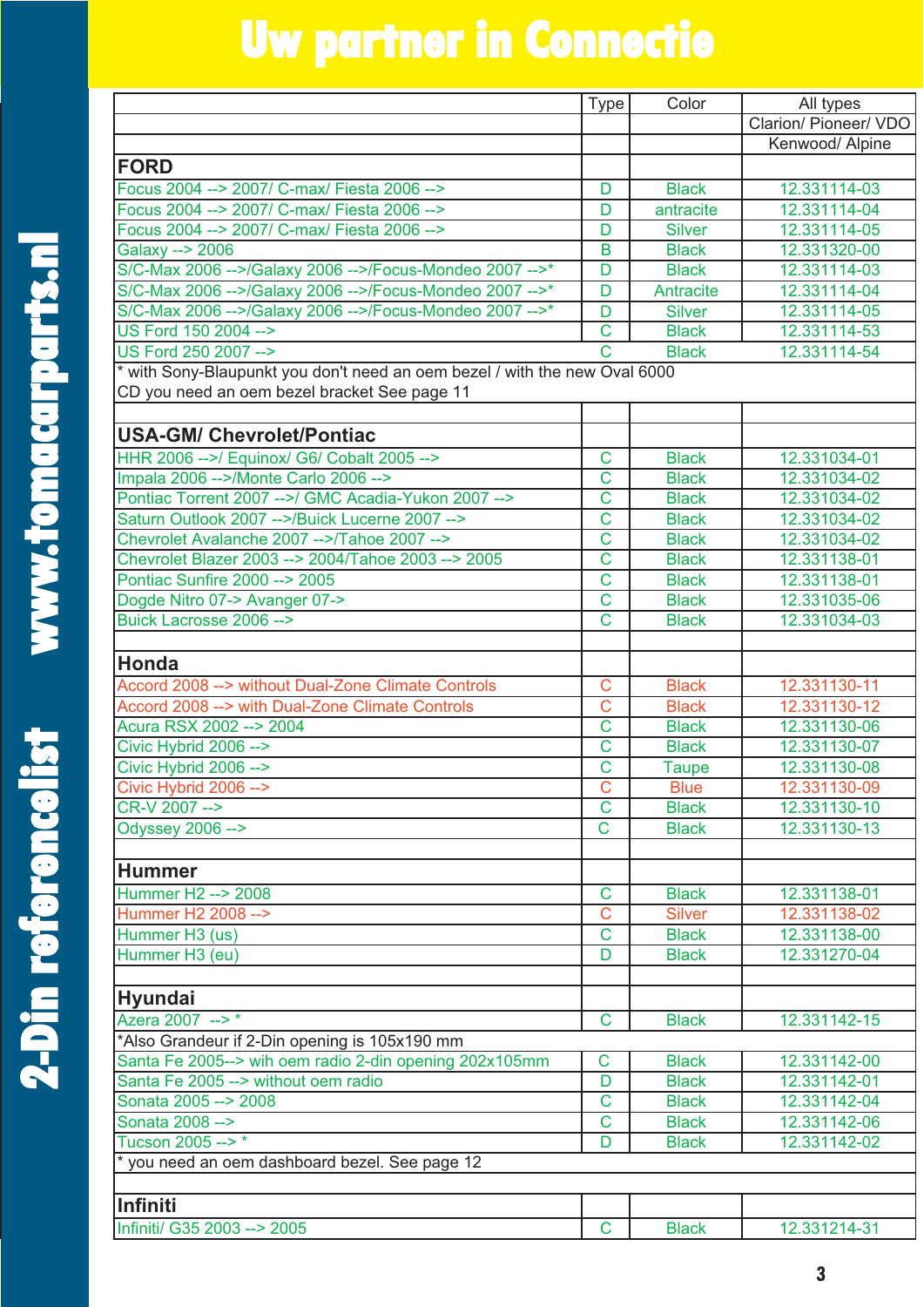# Uw partner in Connectie

## 2-Din referencelist www.tomacarparts.nl

| | Type | Color | All types |
|---|---|---|---|
| | | | Clarion/ Pioneer/ VDO |
| | | | Kenwood/ Alpine |
| **FORD** | | | |
| Focus 2004 --> 2007/ C-max/ Fiesta 2006 --> | D | Black | 12.331114-03 |
| Focus 2004 --> 2007/ C-max/ Fiesta 2006 --> | D | antracite | 12.331114-04 |
| Focus 2004 --> 2007/ C-max/ Fiesta 2006 --> | D | Silver | 12.331114-05 |
| Galaxy --> 2006 | B | Black | 12.331320-00 |
| S/C-Max 2006 -->/Galaxy 2006 -->/Focus-Mondeo 2007 -->* | D | Black | 12.331114-03 |
| S/C-Max 2006 -->/Galaxy 2006 -->/Focus-Mondeo 2007 -->* | D | Antracite | 12.331114-04 |
| S/C-Max 2006 -->/Galaxy 2006 -->/Focus-Mondeo 2007 -->* | D | Silver | 12.331114-05 |
| US Ford 150 2004 --> | C | Black | 12.331114-53 |
| US Ford 250 2007 --> | C | Black | 12.331114-54 |
| * with Sony-Blaupunkt you don't need an oem bezel / with the new Oval 6000 CD you need an oem bezel bracket See page 11 | | | |
| | | | |
| **USA-GM/ Chevrolet/Pontiac** | | | |
| HHR 2006 -->/ Equinox/ G6/ Cobalt 2005 --> | C | Black | 12.331034-01 |
| Impala 2006 -->/Monte Carlo 2006 --> | C | Black | 12.331034-02 |
| Pontiac Torrent 2007 -->/ GMC Acadia-Yukon 2007 --> | C | Black | 12.331034-02 |
| Saturn Outlook 2007 -->/Buick Lucerne 2007 --> | C | Black | 12.331034-02 |
| Chevrolet Avalanche 2007 -->/Tahoe 2007 --> | C | Black | 12.331034-02 |
| Chevrolet Blazer 2003 --> 2004/Tahoe 2003 --> 2005 | C | Black | 12.331138-01 |
| Pontiac Sunfire 2000 --> 2005 | C | Black | 12.331138-01 |
| Dogde Nitro 07-> Avanger 07-> | C | Black | 12.331035-06 |
| Buick Lacrosse 2006 --> | C | Black | 12.331034-03 |
| | | | |
| **Honda** | | | |
| Accord 2008 --> without Dual-Zone Climate Controls | C | Black | 12.331130-11 |
| Accord 2008 --> with Dual-Zone Climate Controls | C | Black | 12.331130-12 |
| Acura RSX 2002 --> 2004 | C | Black | 12.331130-06 |
| Civic Hybrid 2006 --> | C | Black | 12.331130-07 |
| Civic Hybrid 2006 --> | C | Taupe | 12.331130-08 |
| Civic Hybrid 2006 --> | C | Blue | 12.331130-09 |
| CR-V 2007 --> | C | Black | 12.331130-10 |
| Odyssey 2006 --> | C | Black | 12.331130-13 |
| | | | |
| **Hummer** | | | |
| Hummer H2 --> 2008 | C | Black | 12.331138-01 |
| Hummer H2 2008 --> | C | Silver | 12.331138-02 |
| Hummer H3 (us) | C | Black | 12.331138-00 |
| Hummer H3 (eu) | D | Black | 12.331270-04 |
| | | | |
| **Hyundai** | | | |
| Azera 2007 --> * | C | Black | 12.331142-15 |
| *Also Grandeur if 2-Din opening is 105x190 mm | | | |
| Santa Fe 2005--> wih oem radio 2-din opening 202x105mm | C | Black | 12.331142-00 |
| Santa Fe 2005 --> without oem radio | D | Black | 12.331142-01 |
| Sonata 2005 --> 2008 | C | Black | 12.331142-04 |
| Sonata 2008 --> | C | Black | 12.331142-06 |
| Tucson 2005 --> * | D | Black | 12.331142-02 |
| * you need an oem dashboard bezel. See page 12 | | | |
| | | | |
| **Infiniti** | | | |
| Infiniti/ G35 2003 --> 2005 | C | Black | 12.331214-31 |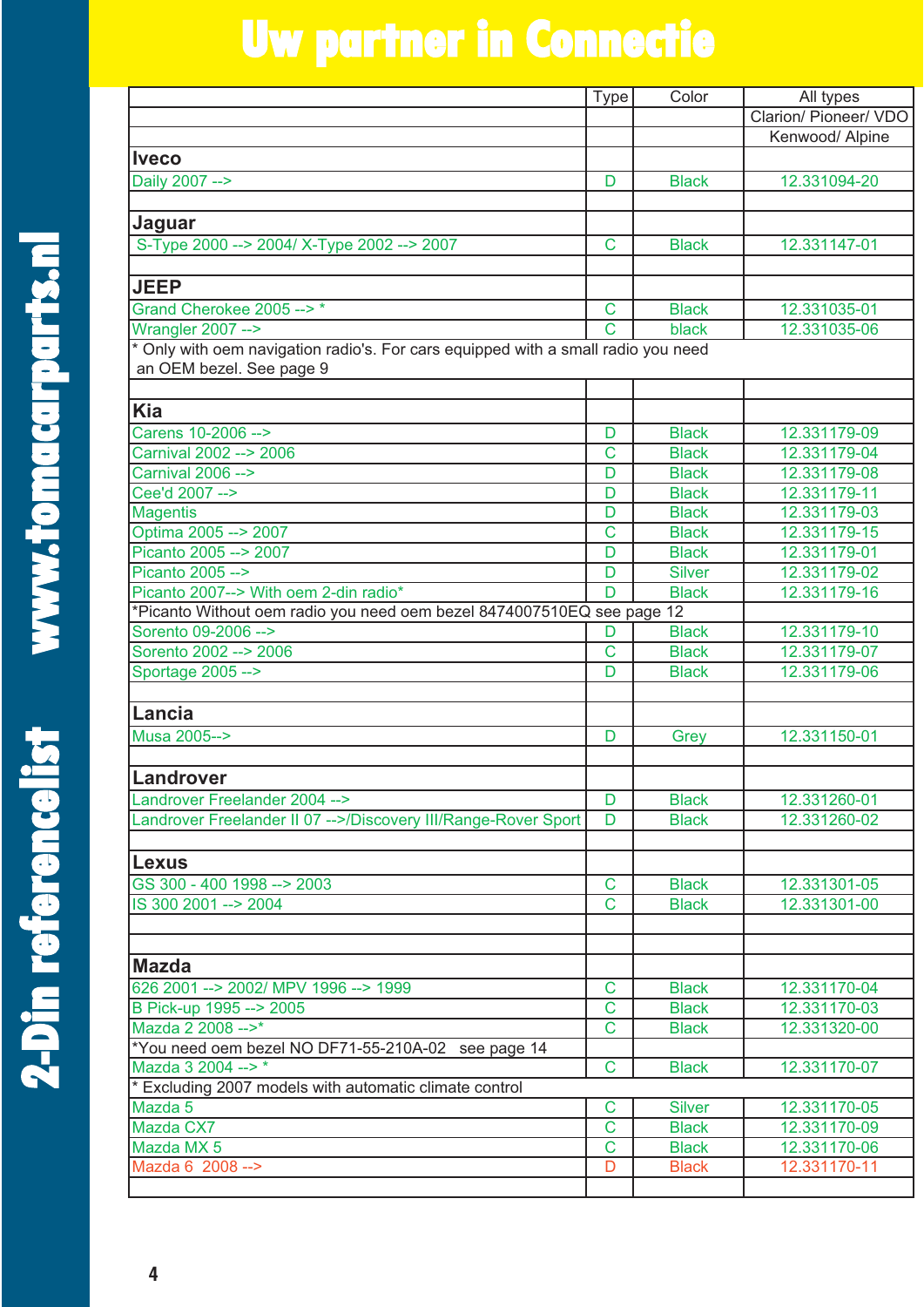# Uw partner in Connectie

## 2-Din referencelist www.tomacarparts.nl

| | Type | Color | All types |
|---|---|---|---|
| | | | Clarion/ Pioneer/ VDO |
| | | | Kenwood/ Alpine |
| **Iveco** | | | |
| Daily 2007 --> | D | Black | 12.331094-20 |
| | | | |
| **Jaguar** | | | |
| S-Type 2000 --> 2004/ X-Type 2002 --> 2007 | C | Black | 12.331147-01 |
| | | | |
| **JEEP** | | | |
| Grand Cherokee 2005 --> * | C | Black | 12.331035-01 |
| Wrangler 2007 --> | C | black | 12.331035-06 |
| * Only with oem navigation radio's. For cars equipped with a small radio you need an OEM bezel. See page 9 | | | |
| | | | |
| **Kia** | | | |
| Carens 10-2006 --> | D | Black | 12.331179-09 |
| Carnival 2002 --> 2006 | C | Black | 12.331179-04 |
| Carnival 2006 --> | D | Black | 12.331179-08 |
| Cee'd 2007 --> | D | Black | 12.331179-11 |
| Magentis | D | Black | 12.331179-03 |
| Optima 2005 --> 2007 | C | Black | 12.331179-15 |
| Picanto 2005 --> 2007 | D | Black | 12.331179-01 |
| Picanto 2005 --> | D | Silver | 12.331179-02 |
| Picanto 2007--> With oem 2-din radio* | D | Black | 12.331179-16 |
| *Picanto Without oem radio you need oem bezel 8474007510EQ see page 12 | | | |
| Sorento 09-2006 --> | D | Black | 12.331179-10 |
| Sorento 2002 --> 2006 | C | Black | 12.331179-07 |
| Sportage 2005 --> | D | Black | 12.331179-06 |
| | | | |
| **Lancia** | | | |
| Musa 2005--> | D | Grey | 12.331150-01 |
| | | | |
| **Landrover** | | | |
| Landrover Freelander 2004 --> | D | Black | 12.331260-01 |
| Landrover Freelander II 07 -->/Discovery III/Range-Rover Sport | D | Black | 12.331260-02 |
| | | | |
| **Lexus** | | | |
| GS 300 - 400 1998 --> 2003 | C | Black | 12.331301-05 |
| IS 300 2001 --> 2004 | C | Black | 12.331301-00 |
| | | | |
| | | | |
| **Mazda** | | | |
| 626 2001 --> 2002/ MPV 1996 --> 1999 | C | Black | 12.331170-04 |
| B Pick-up 1995 --> 2005 | C | Black | 12.331170-03 |
| Mazda 2 2008 -->* | C | Black | 12.331320-00 |
| *You need oem bezel NO DF71-55-210A-02 see page 14 | | | |
| Mazda 3 2004 --> * | C | Black | 12.331170-07 |
| * Excluding 2007 models with automatic climate control | | | |
| Mazda 5 | C | Silver | 12.331170-05 |
| Mazda CX7 | C | Black | 12.331170-09 |
| Mazda MX 5 | C | Black | 12.331170-06 |
| Mazda 6 2008 --> | D | Black | 12.331170-11 |
| | | | |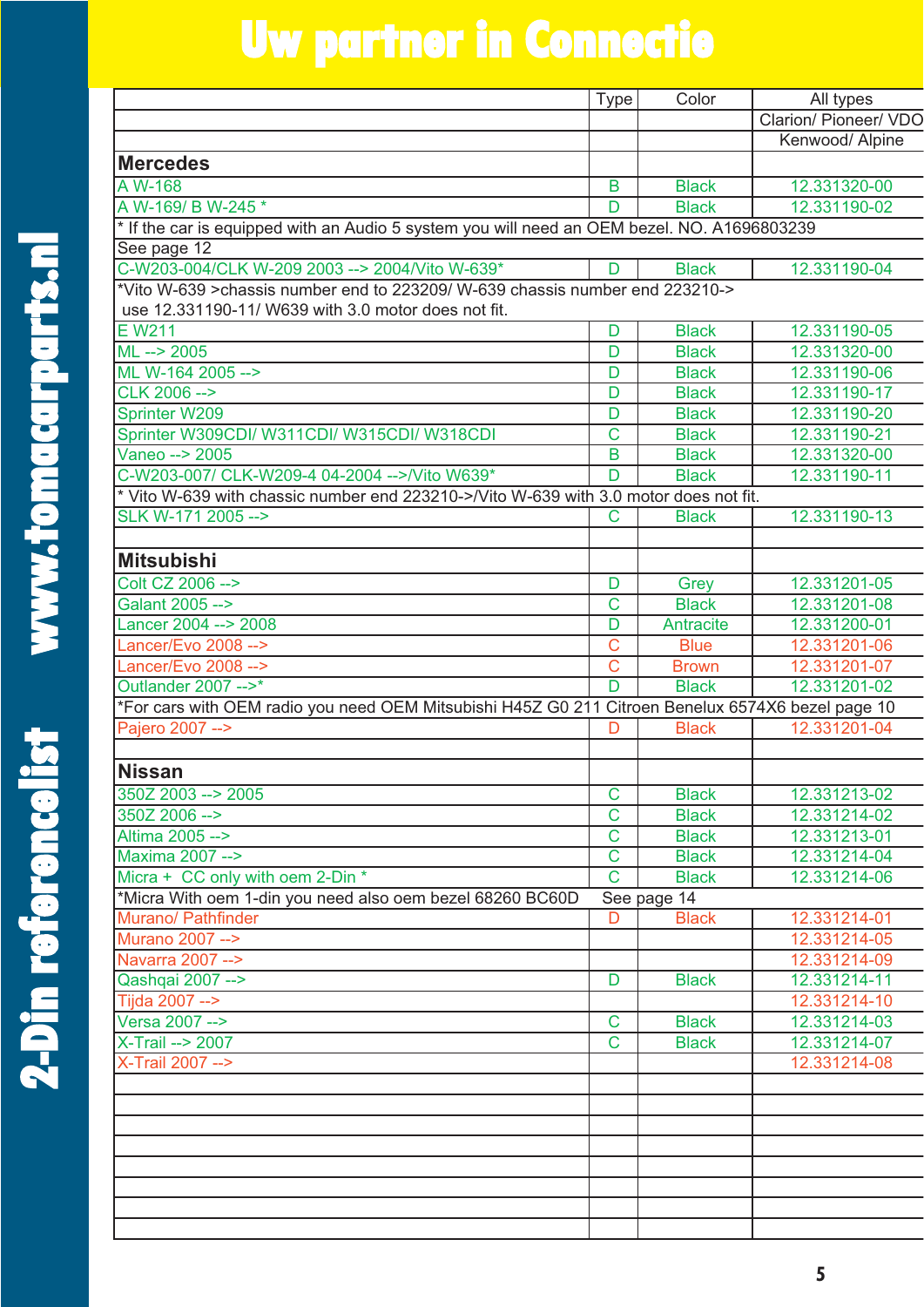# Uw partner in Connectie

2-Din referencelist www.tomacarparts.nl

| | Type | Color | All types |
|---|---|---|---|
| | | | Clarion/ Pioneer/ VDO |
| | | | Kenwood/ Alpine |
| **Mercedes** | | | |
| A W-168 | B | Black | 12.331320-00 |
| A W-169/ B W-245 * | D | Black | 12.331190-02 |
| * If the car is equipped with an Audio 5 system you will need an OEM bezel. NO. A1696803239 | | | |
| See page 12 | | | |
| C-W203-004/CLK W-209 2003 --> 2004/Vito W-639* | D | Black | 12.331190-04 |
| *Vito W-639 >chassis number end to 223209/ W-639 chassis number end 223210-> use 12.331190-11/ W639 with 3.0 motor does not fit. | | | |
| E W211 | D | Black | 12.331190-05 |
| ML --> 2005 | D | Black | 12.331320-00 |
| ML W-164 2005 --> | D | Black | 12.331190-06 |
| CLK 2006 --> | D | Black | 12.331190-17 |
| Sprinter W209 | D | Black | 12.331190-20 |
| Sprinter W309CDI/ W311CDI/ W315CDI/ W318CDI | C | Black | 12.331190-21 |
| Vaneo --> 2005 | B | Black | 12.331320-00 |
| C-W203-007/ CLK-W209-4 04-2004 -->/Vito W639* | D | Black | 12.331190-11 |
| * Vito W-639 with chassic number end 223210->/Vito W-639 with 3.0 motor does not fit. | | | |
| SLK W-171 2005 --> | C | Black | 12.331190-13 |
| | | | |
| **Mitsubishi** | | | |
| Colt CZ 2006 --> | D | Grey | 12.331201-05 |
| Galant 2005 --> | C | Black | 12.331201-08 |
| Lancer 2004 --> 2008 | D | Antracite | 12.331200-01 |
| Lancer/Evo 2008 --> | C | Blue | 12.331201-06 |
| Lancer/Evo 2008 --> | C | Brown | 12.331201-07 |
| Outlander 2007 -->* | D | Black | 12.331201-02 |
| *For cars with OEM radio you need OEM Mitsubishi H45Z G0 211 Citroen Benelux 6574X6 bezel page 10 | | | |
| Pajero 2007 --> | D | Black | 12.331201-04 |
| | | | |
| **Nissan** | | | |
| 350Z 2003 --> 2005 | C | Black | 12.331213-02 |
| 350Z 2006 --> | C | Black | 12.331214-02 |
| Altima 2005 --> | C | Black | 12.331213-01 |
| Maxima 2007 --> | C | Black | 12.331214-04 |
| Micra + CC only with oem 2-Din * | C | Black | 12.331214-06 |
| *Micra With oem 1-din you need also oem bezel 68260 BC60D See page 14 | | | |
| Murano/ Pathfinder | D | Black | 12.331214-01 |
| Murano 2007 --> | | | 12.331214-05 |
| Navarra 2007 --> | | | 12.331214-09 |
| Qashqai 2007 --> | D | Black | 12.331214-11 |
| Tijda 2007 --> | | | 12.331214-10 |
| Versa 2007 --> | C | Black | 12.331214-03 |
| X-Trail --> 2007 | C | Black | 12.331214-07 |
| X-Trail 2007 --> | | | 12.331214-08 |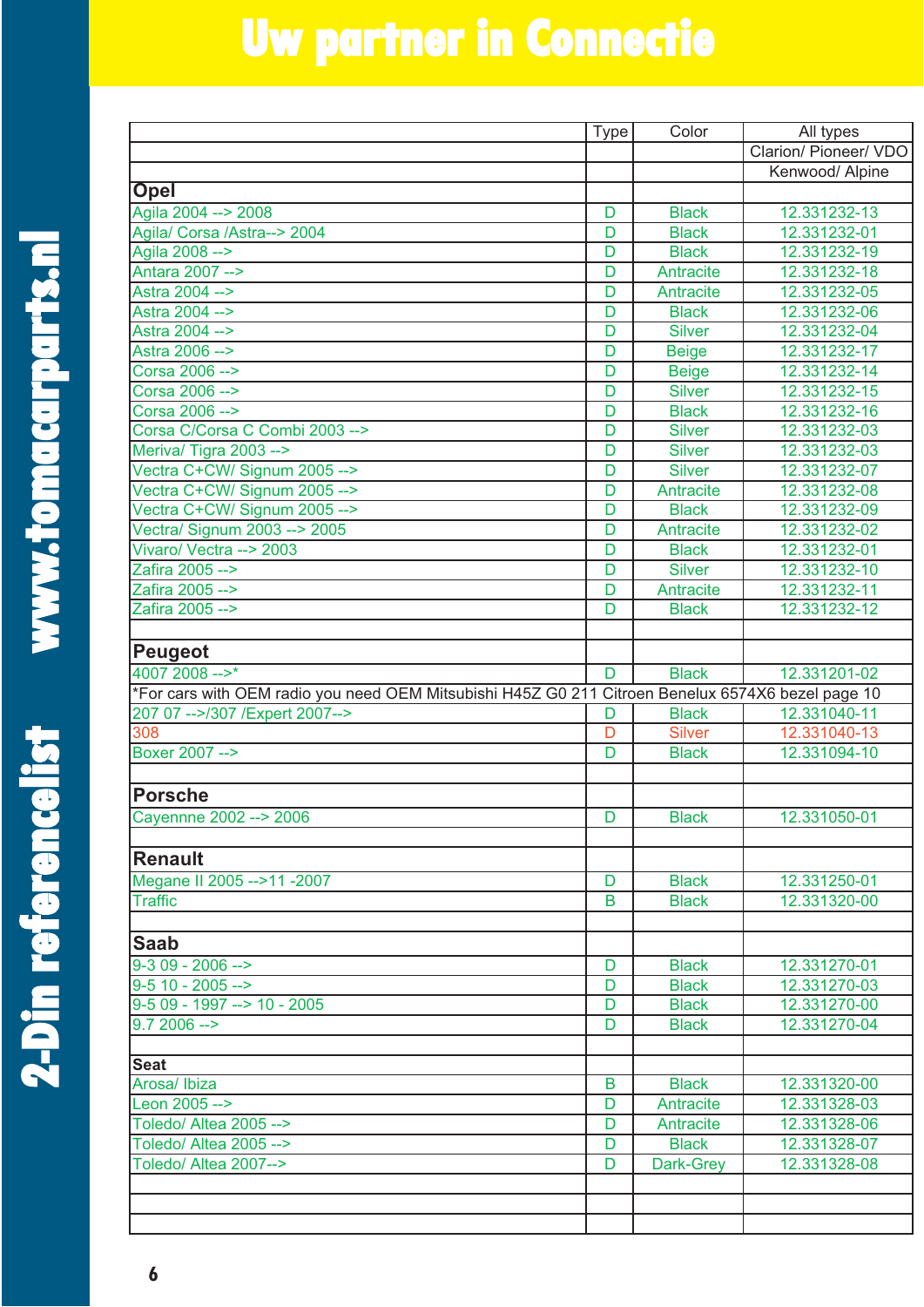# Uw partner in Connectie

2-Din referencelist www.tomacarparts.nl

| | Type | Color | All types |
|---|---|---|---|
| | | | Clarion/ Pioneer/ VDO |
| | | | Kenwood/ Alpine |
| **Opel** | | | |
| Agila 2004 --> 2008 | D | Black | 12.331232-13 |
| Agila/ Corsa /Astra--> 2004 | D | Black | 12.331232-01 |
| Agila 2008 --> | D | Black | 12.331232-19 |
| Antara 2007 --> | D | Antracite | 12.331232-18 |
| Astra 2004 --> | D | Antracite | 12.331232-05 |
| Astra 2004 --> | D | Black | 12.331232-06 |
| Astra 2004 --> | D | Silver | 12.331232-04 |
| Astra 2006 --> | D | Beige | 12.331232-17 |
| Corsa 2006 --> | D | Beige | 12.331232-14 |
| Corsa 2006 --> | D | Silver | 12.331232-15 |
| Corsa 2006 --> | D | Black | 12.331232-16 |
| Corsa C/Corsa C Combi 2003 --> | D | Silver | 12.331232-03 |
| Meriva/ Tigra 2003 --> | D | Silver | 12.331232-03 |
| Vectra C+CW/ Signum 2005 --> | D | Silver | 12.331232-07 |
| Vectra C+CW/ Signum 2005 --> | D | Antracite | 12.331232-08 |
| Vectra C+CW/ Signum 2005 --> | D | Black | 12.331232-09 |
| Vectra/ Signum 2003 --> 2005 | D | Antracite | 12.331232-02 |
| Vivaro/ Vectra --> 2003 | D | Black | 12.331232-01 |
| Zafira 2005 --> | D | Silver | 12.331232-10 |
| Zafira 2005 --> | D | Antracite | 12.331232-11 |
| Zafira 2005 --> | D | Black | 12.331232-12 |
| | | | |
| **Peugeot** | | | |
| 4007 2008 -->* | D | Black | 12.331201-02 |
| *For cars with OEM radio you need OEM Mitsubishi H45Z G0 211 Citroen Benelux 6574X6 bezel page 10 | | | |
| 207 07 -->/307 /Expert 2007--> | D | Black | 12.331040-11 |
| 308 | D | Silver | 12.331040-13 |
| Boxer 2007 --> | D | Black | 12.331094-10 |
| | | | |
| **Porsche** | | | |
| Cayennne 2002 --> 2006 | D | Black | 12.331050-01 |
| | | | |
| **Renault** | | | |
| Megane II 2005 -->11 -2007 | D | Black | 12.331250-01 |
| Traffic | B | Black | 12.331320-00 |
| | | | |
| **Saab** | | | |
| 9-3 09 - 2006 --> | D | Black | 12.331270-01 |
| 9-5 10 - 2005 --> | D | Black | 12.331270-03 |
| 9-5 09 - 1997 --> 10 - 2005 | D | Black | 12.331270-00 |
| 9.7 2006 --> | D | Black | 12.331270-04 |
| | | | |
| **Seat** | | | |
| Arosa/ Ibiza | B | Black | 12.331320-00 |
| Leon 2005 --> | D | Antracite | 12.331328-03 |
| Toledo/ Altea 2005 --> | D | Antracite | 12.331328-06 |
| Toledo/ Altea 2005 --> | D | Black | 12.331328-07 |
| Toledo/ Altea 2007--> | D | Dark-Grey | 12.331328-08 |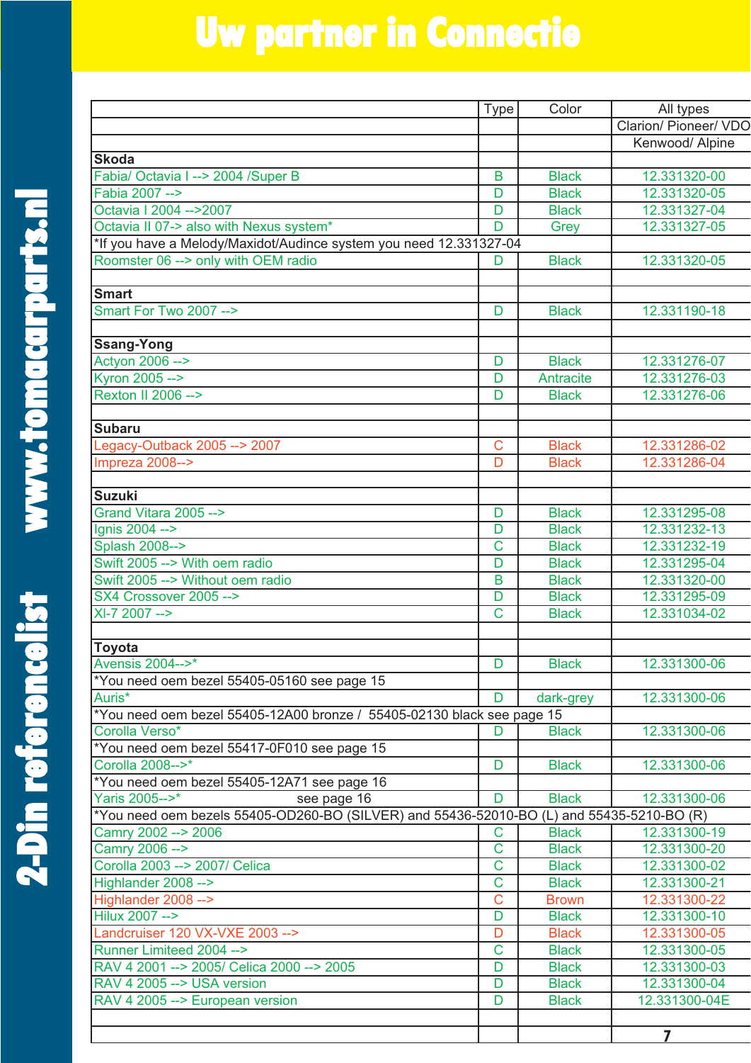# Uw partner in Connectie

2-Din referencelist www.tomacarparts.nl

| | Type | Color | All types |
|---|---|---|---|
| | | | Clarion/ Pioneer/ VDO |
| | | | Kenwood/ Alpine |
| **Skoda** | | | |
| Fabia/ Octavia I --> 2004 /Super B | B | Black | 12.331320-00 |
| Fabia 2007 --> | D | Black | 12.331320-05 |
| Octavia I 2004 -->2007 | D | Black | 12.331327-04 |
| Octavia II 07-> also with Nexus system* | D | Grey | 12.331327-05 |
| *If you have a Melody/Maxidot/Audince system you need 12.331327-04 | | | |
| Roomster 06 --> only with OEM radio | D | Black | 12.331320-05 |
| | | | |
| **Smart** | | | |
| Smart For Two 2007 --> | D | Black | 12.331190-18 |
| | | | |
| **Ssang-Yong** | | | |
| Actyon 2006 --> | D | Black | 12.331276-07 |
| Kyron 2005 --> | D | Antracite | 12.331276-03 |
| Rexton II 2006 --> | D | Black | 12.331276-06 |
| | | | |
| **Subaru** | | | |
| Legacy-Outback 2005 --> 2007 | C | Black | 12.331286-02 |
| Impreza 2008--> | D | Black | 12.331286-04 |
| | | | |
| **Suzuki** | | | |
| Grand Vitara 2005 --> | D | Black | 12.331295-08 |
| Ignis 2004 --> | D | Black | 12.331232-13 |
| Splash 2008--> | C | Black | 12.331232-19 |
| Swift 2005 --> With oem radio | D | Black | 12.331295-04 |
| Swift 2005 --> Without oem radio | B | Black | 12.331320-00 |
| SX4 Crossover 2005 --> | D | Black | 12.331295-09 |
| Xl-7 2007 --> | C | Black | 12.331034-02 |
| | | | |
| **Toyota** | | | |
| Avensis 2004-->* | D | Black | 12.331300-06 |
| *You need oem bezel 55405-05160 see page 15 | | | |
| Auris* | D | dark-grey | 12.331300-06 |
| *You need oem bezel 55405-12A00 bronze / 55405-02130 black see page 15 | | | |
| Corolla Verso* | D | Black | 12.331300-06 |
| *You need oem bezel 55417-0F010 see page 15 | | | |
| Corolla 2008-->* | D | Black | 12.331300-06 |
| *You need oem bezel 55405-12A71 see page 16 | | | |
| Yaris 2005-->* see page 16 | D | Black | 12.331300-06 |
| *You need oem bezels 55405-OD260-BO (SILVER) and 55436-52010-BO (L) and 55435-5210-BO (R) | | | |
| Camry 2002 --> 2006 | C | Black | 12.331300-19 |
| Camry 2006 --> | C | Black | 12.331300-20 |
| Corolla 2003 --> 2007/ Celica | C | Black | 12.331300-02 |
| Highlander 2008 --> | C | Black | 12.331300-21 |
| Highlander 2008 --> | C | Brown | 12.331300-22 |
| Hilux 2007 --> | D | Black | 12.331300-10 |
| Landcruiser 120 VX-VXE 2003 --> | D | Black | 12.331300-05 |
| Runner Limiteed 2004 --> | C | Black | 12.331300-05 |
| RAV 4 2001 --> 2005/ Celica 2000 --> 2005 | D | Black | 12.331300-03 |
| RAV 4 2005 --> USA version | D | Black | 12.331300-04 |
| RAV 4 2005 --> European version | D | Black | 12.331300-04E |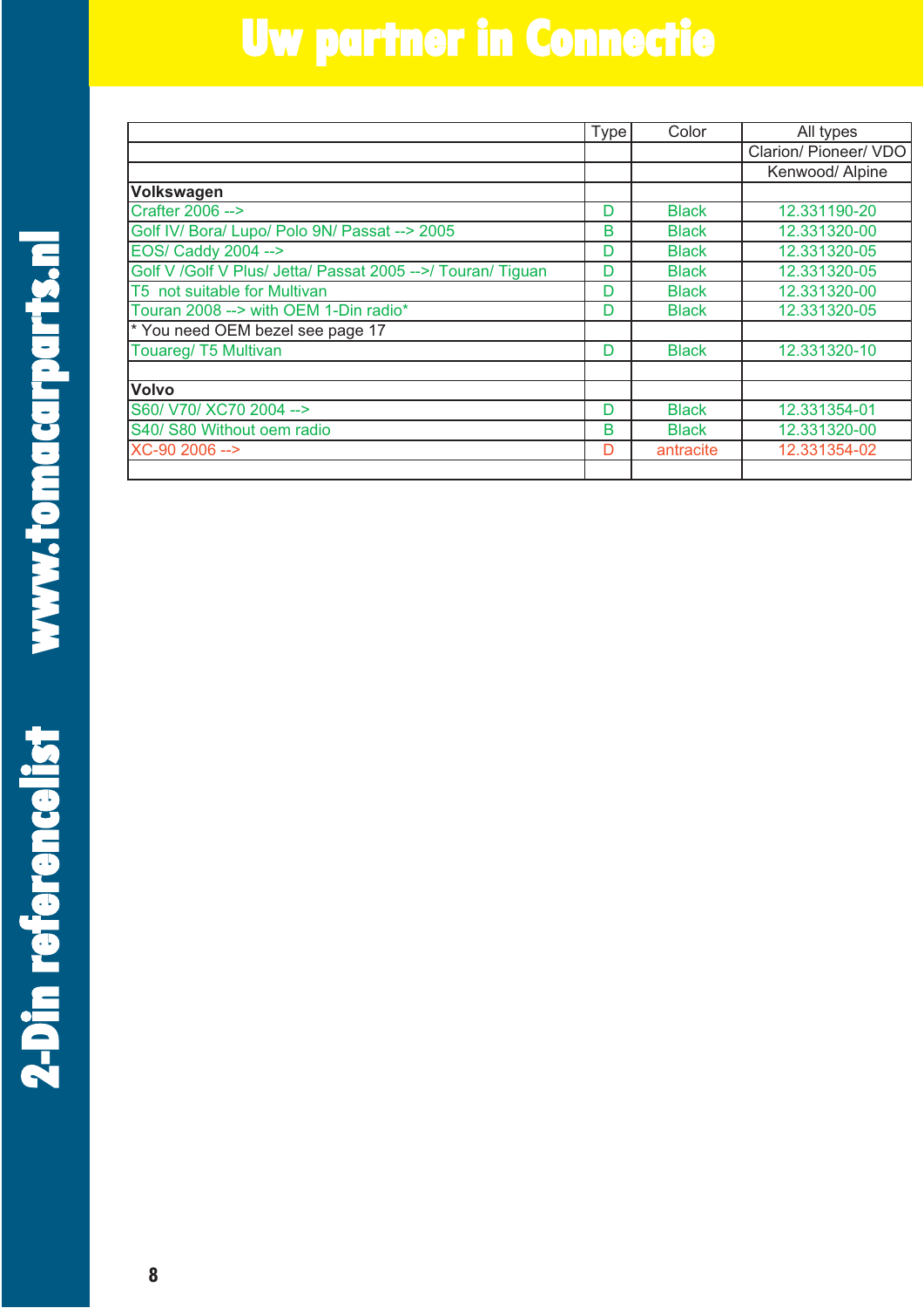# Uw partner in Connectie

| | Type | Color | All types |
|---|---|---|---|
| | | | Clarion/ Pioneer/ VDO |
| | | | Kenwood/ Alpine |
| **Volkswagen** | | | |
| Crafter 2006 --> | D | Black | 12.331190-20 |
| Golf IV/ Bora/ Lupo/ Polo 9N/ Passat --> 2005 | B | Black | 12.331320-00 |
| EOS/ Caddy 2004 --> | D | Black | 12.331320-05 |
| Golf V /Golf V Plus/ Jetta/ Passat 2005 -->/ Touran/ Tiguan | D | Black | 12.331320-05 |
| T5 not suitable for Multivan | D | Black | 12.331320-00 |
| Touran 2008 --> with OEM 1-Din radio* | D | Black | 12.331320-05 |
| * You need OEM bezel see page 17 | | | |
| Touareg/ T5 Multivan | D | Black | 12.331320-10 |
| | | | |
| **Volvo** | | | |
| S60/ V70/ XC70 2004 --> | D | Black | 12.331354-01 |
| S40/ S80 Without oem radio | B | Black | 12.331320-00 |
| XC-90 2006 --> | D | antracite | 12.331354-02 |
| | | | |

2-Din referencelist www.tomacarparts.nl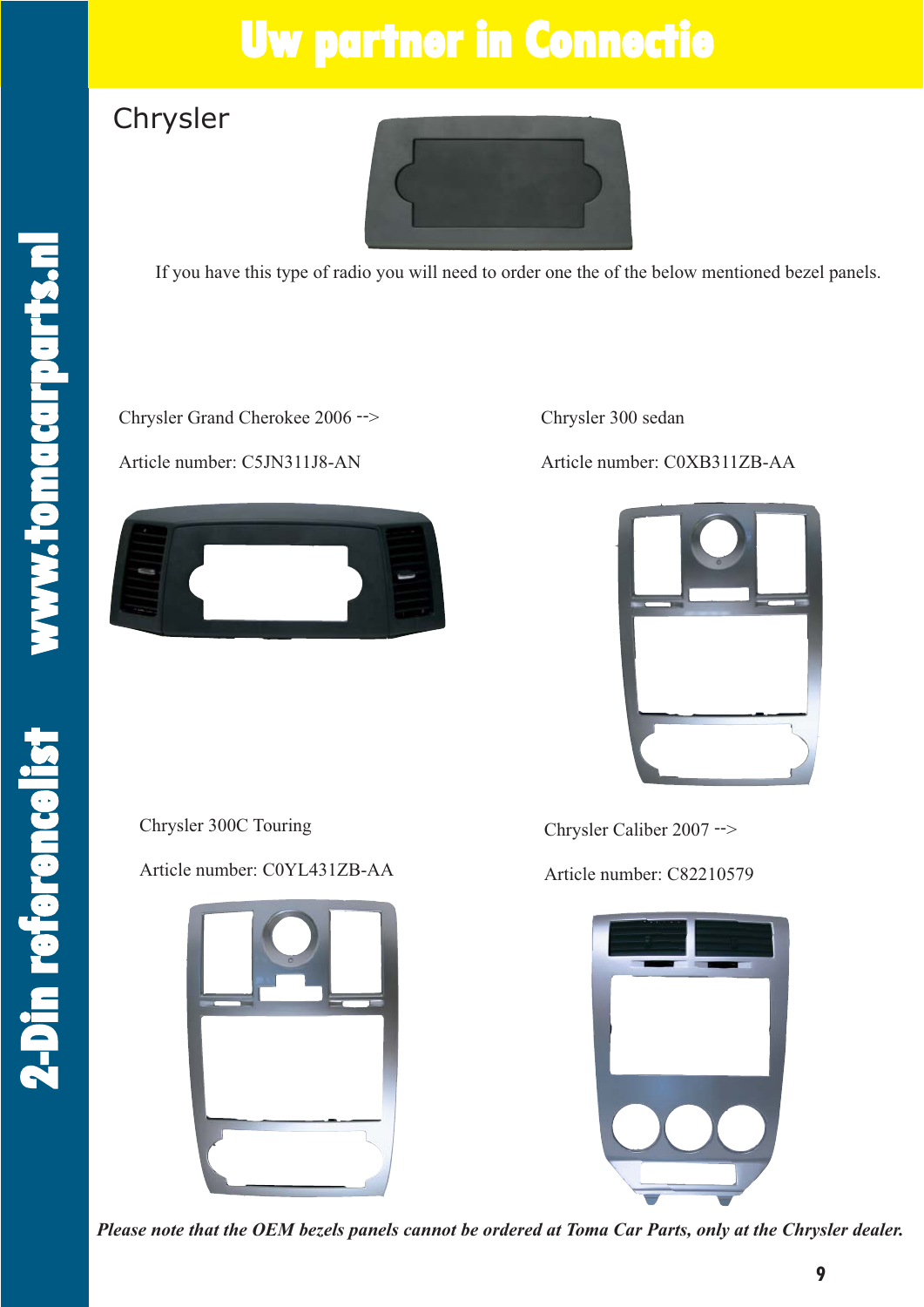# Chrysler

If you have this type of radio you will need to order one the of the below mentioned bezel panels.

Chrysler Grand Cherokee 2006 -->

Article number: C5JN311J8-AN

Chrysler 300 sedan

Article number: C0XB311ZB-AA

Chrysler 300C Touring

Article number: C0YL431ZB-AA

Chrysler Caliber 2007 -->

Article number: C82210579

***Please note that the OEM bezels panels cannot be ordered at Toma Car Parts, only at the Chrysler dealer.***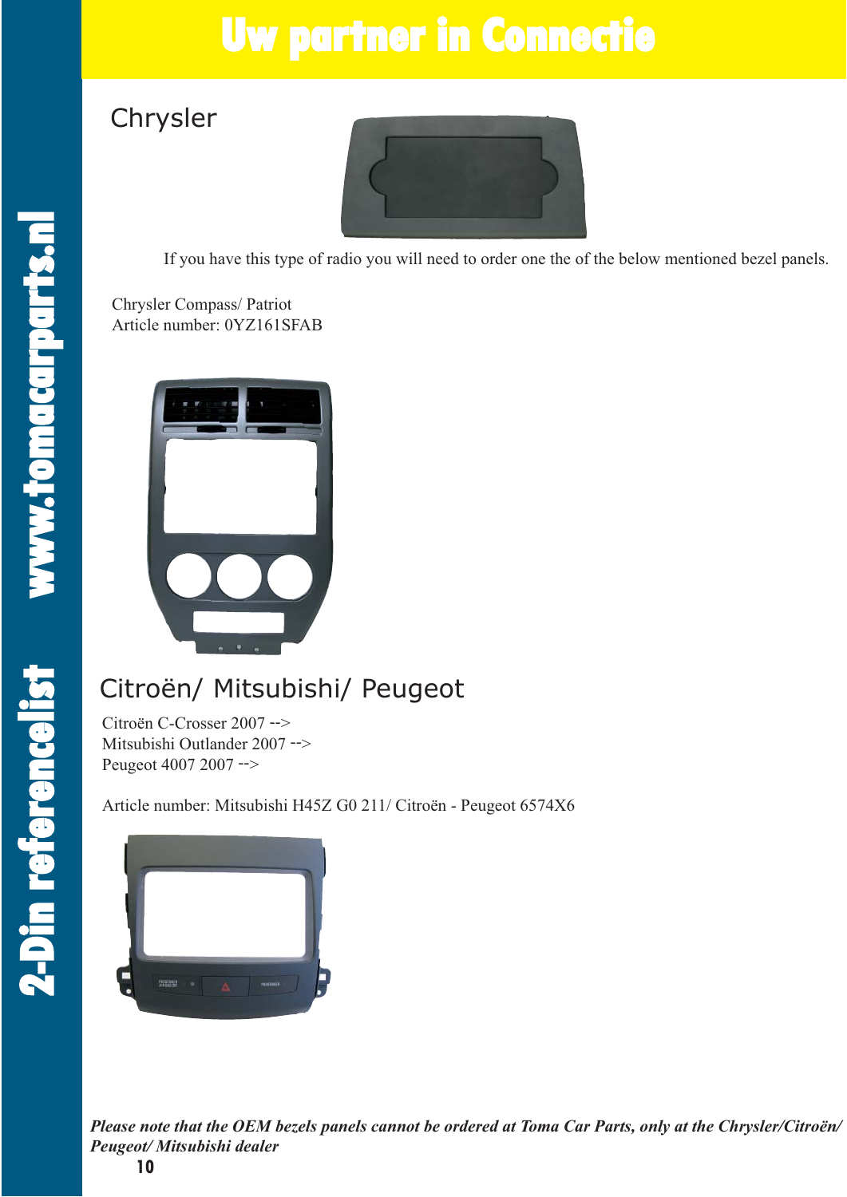## Chrysler

If you have this type of radio you will need to order one the of the below mentioned bezel panels.

Chrysler Compass/ Patriot
Article number: 0YZ161SFAB

## Citroën/ Mitsubishi/ Peugeot

Citroën C-Crosser 2007 -->
Mitsubishi Outlander 2007 -->
Peugeot 4007 2007 -->

Article number: Mitsubishi H45Z G0 211/ Citroën - Peugeot 6574X6

***Please note that the OEM bezels panels cannot be ordered at Toma Car Parts, only at the Chrysler/Citroën/ Peugeot/ Mitsubishi dealer***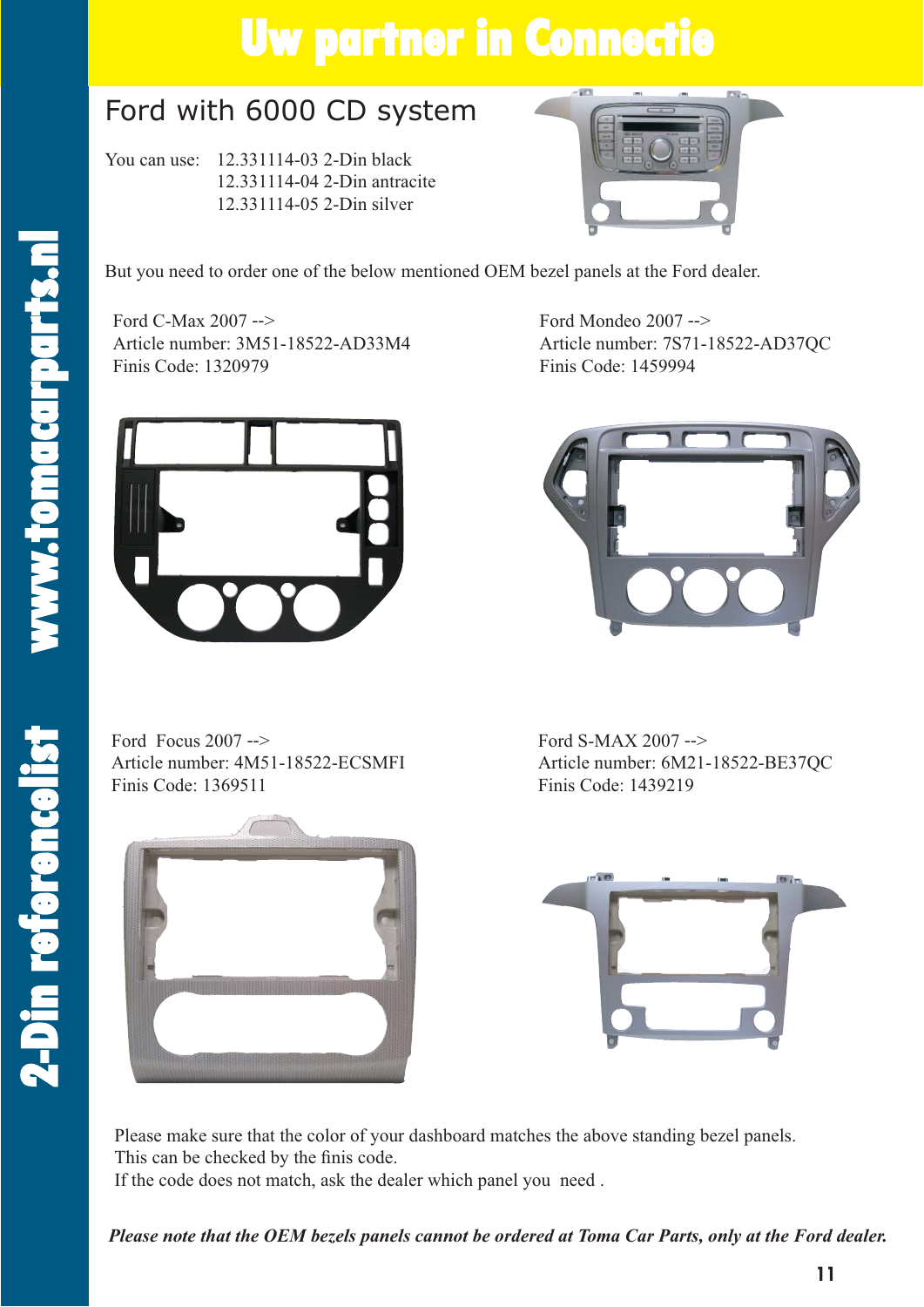# Ford with 6000 CD system

You can use: 12.331114-03 2-Din black
12.331114-04 2-Din antracite
12.331114-05 2-Din silver

But you need to order one of the below mentioned OEM bezel panels at the Ford dealer.

Ford C-Max 2007 -->
Article number: 3M51-18522-AD33M4
Finis Code: 1320979

Ford Mondeo 2007 -->
Article number: 7S71-18522-AD37QC
Finis Code: 1459994

Ford Focus 2007 -->
Article number: 4M51-18522-ECSMFI
Finis Code: 1369511

Ford S-MAX 2007 -->
Article number: 6M21-18522-BE37QC
Finis Code: 1439219

Please make sure that the color of your dashboard matches the above standing bezel panels.
This can be checked by the finis code.
If the code does not match, ask the dealer which panel you need .

***Please note that the OEM bezels panels cannot be ordered at Toma Car Parts, only at the Ford dealer.***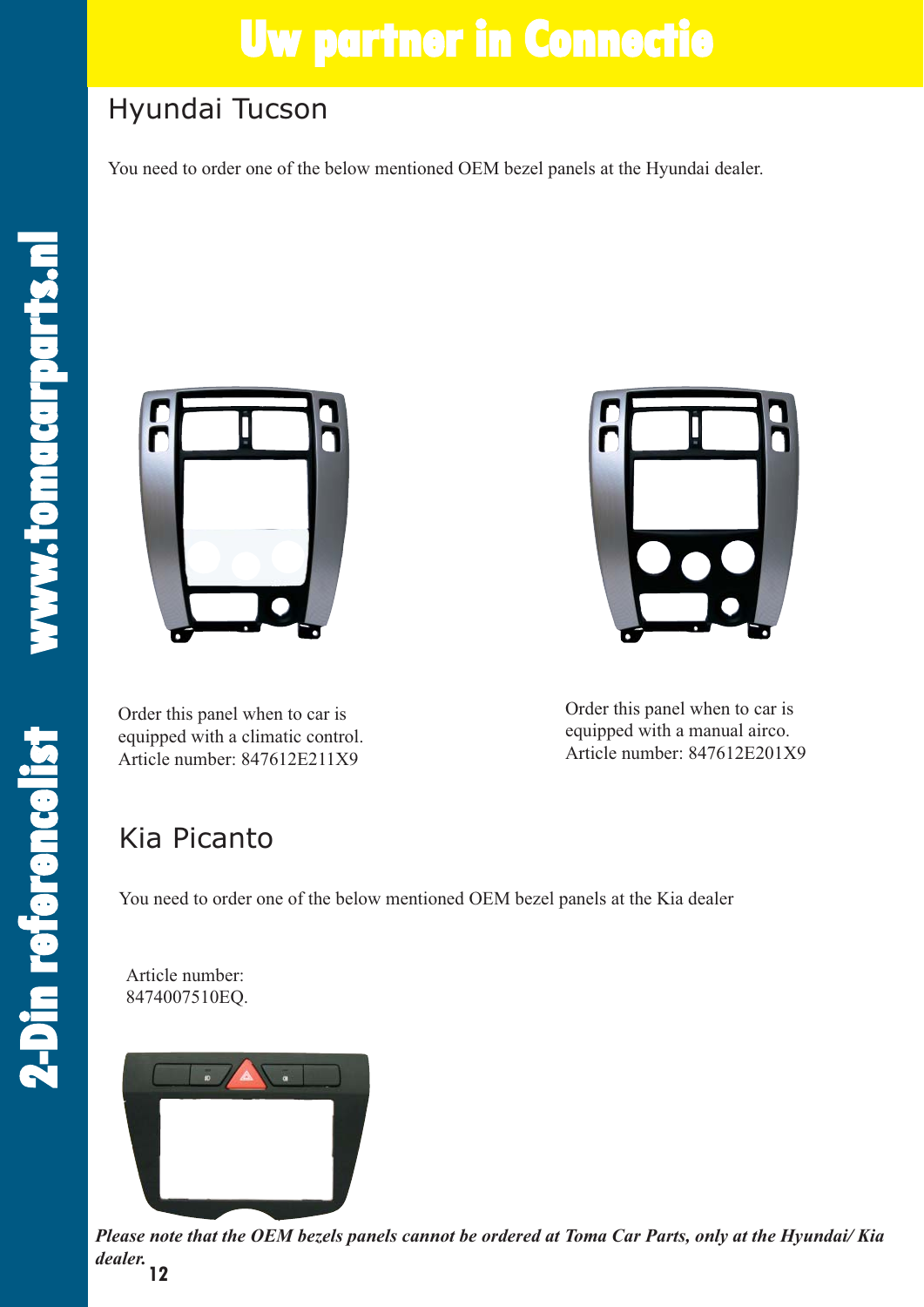## Hyundai Tucson

You need to order one of the below mentioned OEM bezel panels at the Hyundai dealer.

Order this panel when to car is equipped with a climatic control.
Article number: 847612E211X9

Order this panel when to car is equipped with a manual airco.
Article number: 847612E201X9

## Kia Picanto

You need to order one of the below mentioned OEM bezel panels at the Kia dealer

Article number:
8474007510EQ.

*Please note that the OEM bezels panels cannot be ordered at Toma Car Parts, only at the Hyundai/ Kia dealer.*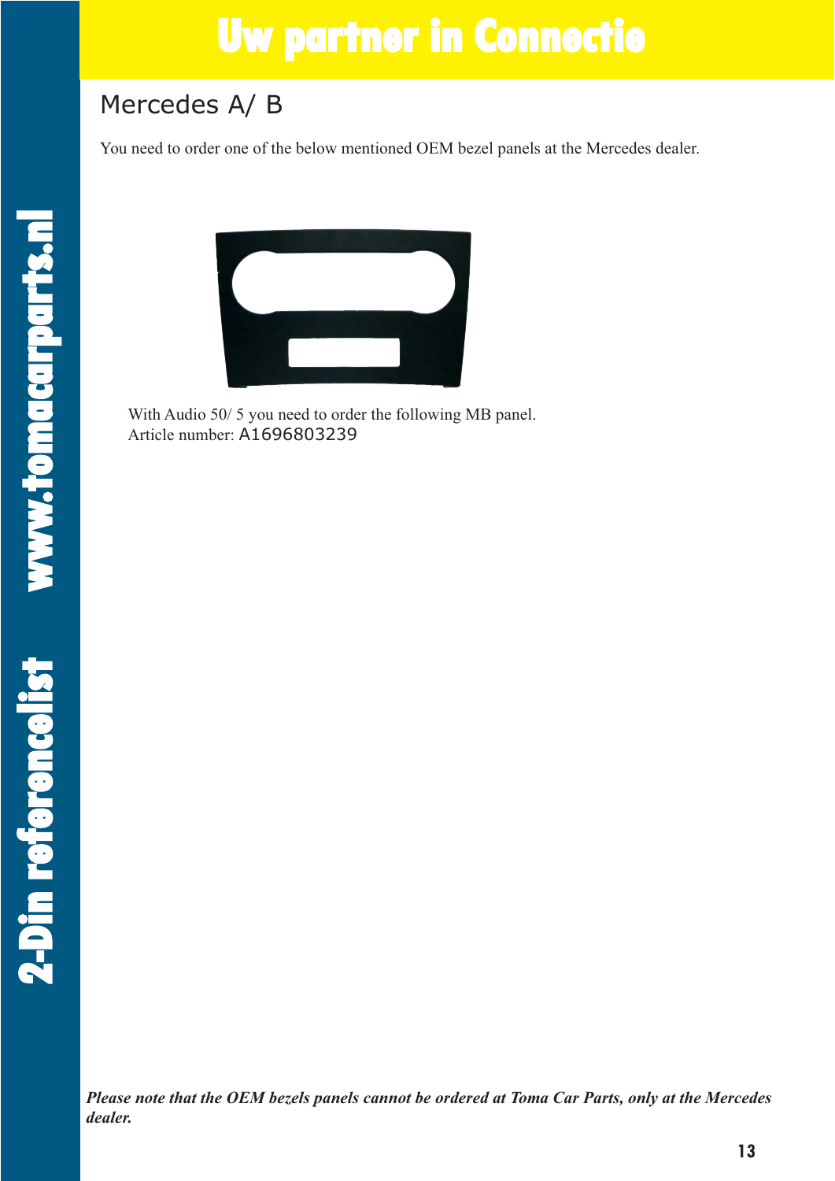## Mercedes A/ B

You need to order one of the below mentioned OEM bezel panels at the Mercedes dealer.

With Audio 50/ 5 you need to order the following MB panel.
Article number: A1696803239

***Please note that the OEM bezels panels cannot be ordered at Toma Car Parts, only at the Mercedes dealer.***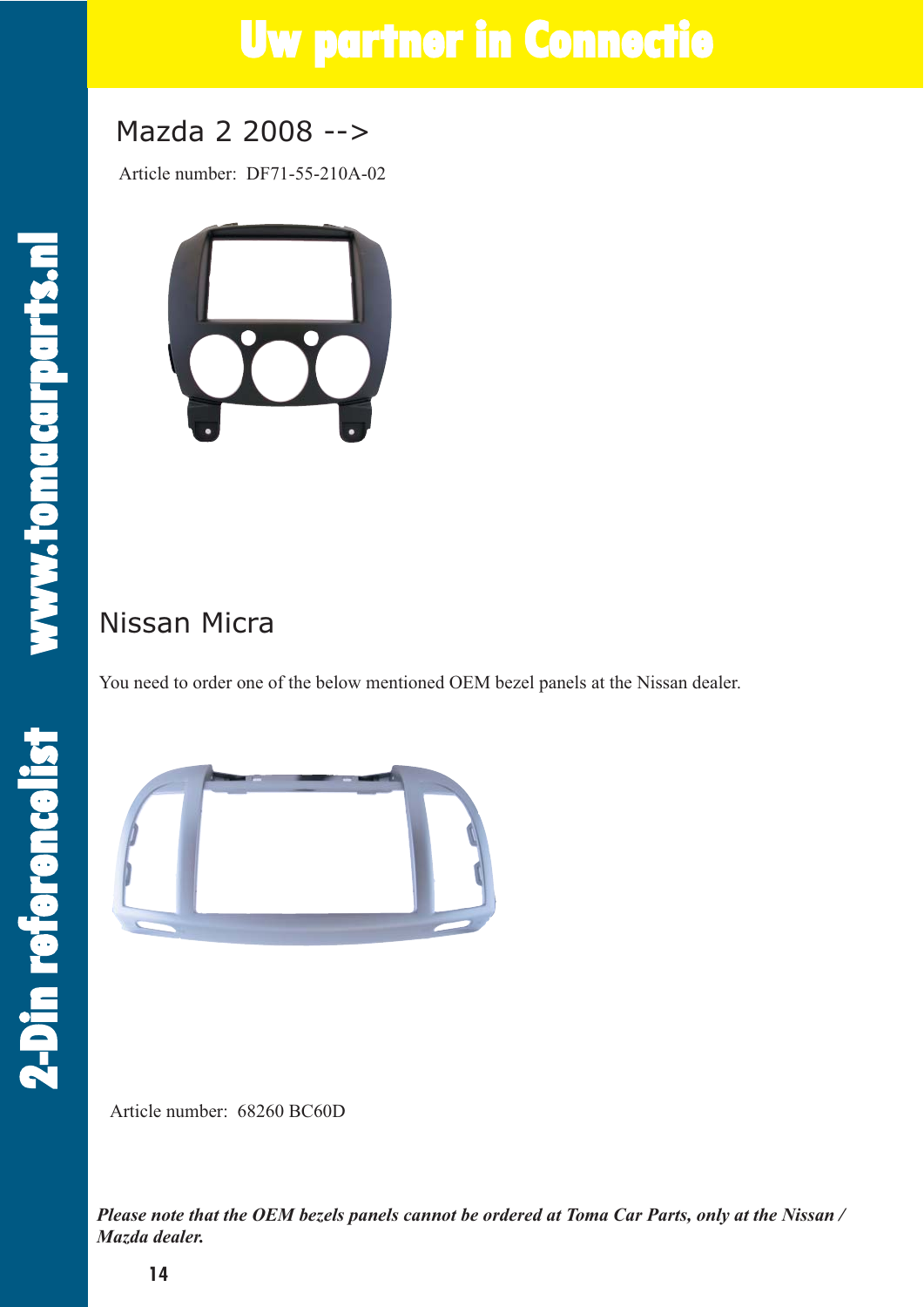## Mazda 2 2008 -->

Article number: DF71-55-210A-02

## Nissan Micra

You need to order one of the below mentioned OEM bezel panels at the Nissan dealer.

Article number: 68260 BC60D

***Please note that the OEM bezels panels cannot be ordered at Toma Car Parts, only at the Nissan / Mazda dealer.***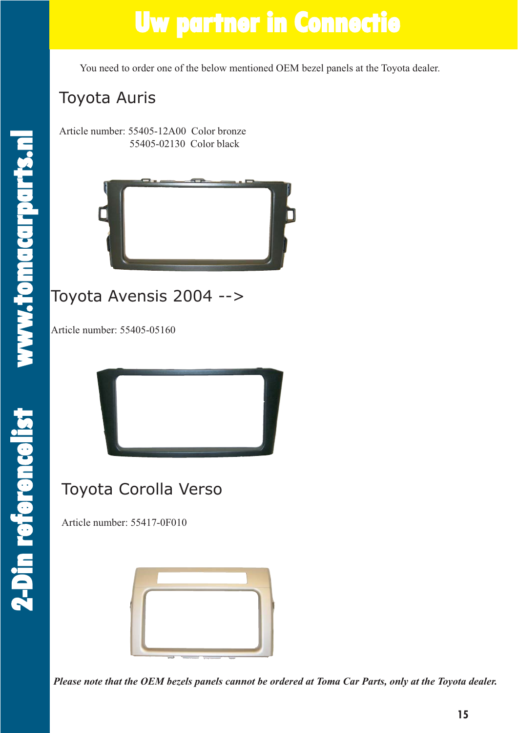# Uw partner in Connectie

You need to order one of the below mentioned OEM bezel panels at the Toyota dealer.

## Toyota Auris

Article number: 55405-12A00 Color bronze
55405-02130 Color black

## Toyota Avensis 2004 -->

Article number: 55405-05160

## Toyota Corolla Verso

Article number: 55417-0F010

***Please note that the OEM bezels panels cannot be ordered at Toma Car Parts, only at the Toyota dealer.***

2-Din referencelist www.tomacarparts.nl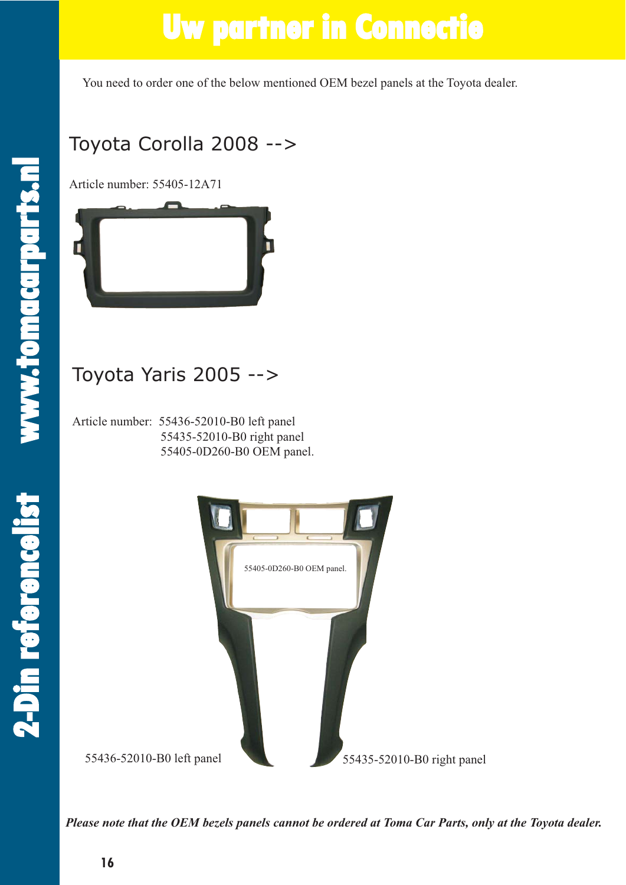You need to order one of the below mentioned OEM bezel panels at the Toyota dealer.

## Toyota Corolla 2008 -->

Article number: 55405-12A71

## Toyota Yaris 2005 -->

Article number: 55436-52010-B0 left panel
55435-52010-B0 right panel
55405-0D260-B0 OEM panel.

55405-0D260-B0 OEM panel.

55436-52010-B0 left panel

55435-52010-B0 right panel

***Please note that the OEM bezels panels cannot be ordered at Toma Car Parts, only at the Toyota dealer.***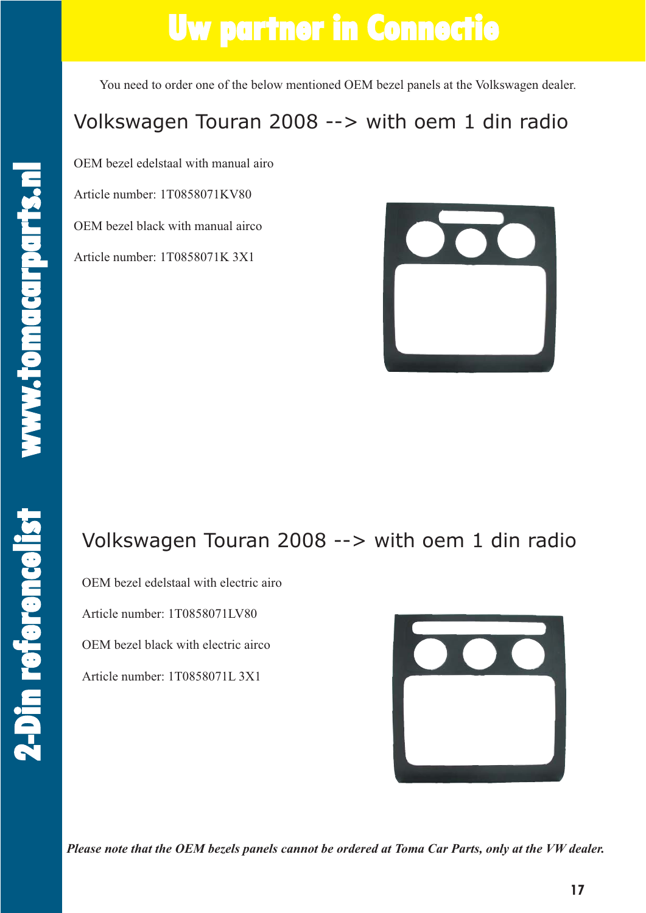# Uw partner in Connectie

You need to order one of the below mentioned OEM bezel panels at the Volkswagen dealer.

## Volkswagen Touran 2008 --> with oem 1 din radio

OEM bezel edelstaal with manual airo

Article number: 1T0858071KV80

OEM bezel black with manual airco

Article number: 1T0858071K 3X1

## Volkswagen Touran 2008 --> with oem 1 din radio

OEM bezel edelstaal with electric airo

Article number: 1T0858071LV80

OEM bezel black with electric airco

Article number: 1T0858071L 3X1

***Please note that the OEM bezels panels cannot be ordered at Toma Car Parts, only at the VW dealer.***

2-Din referencelist www.tomacarparts.nl